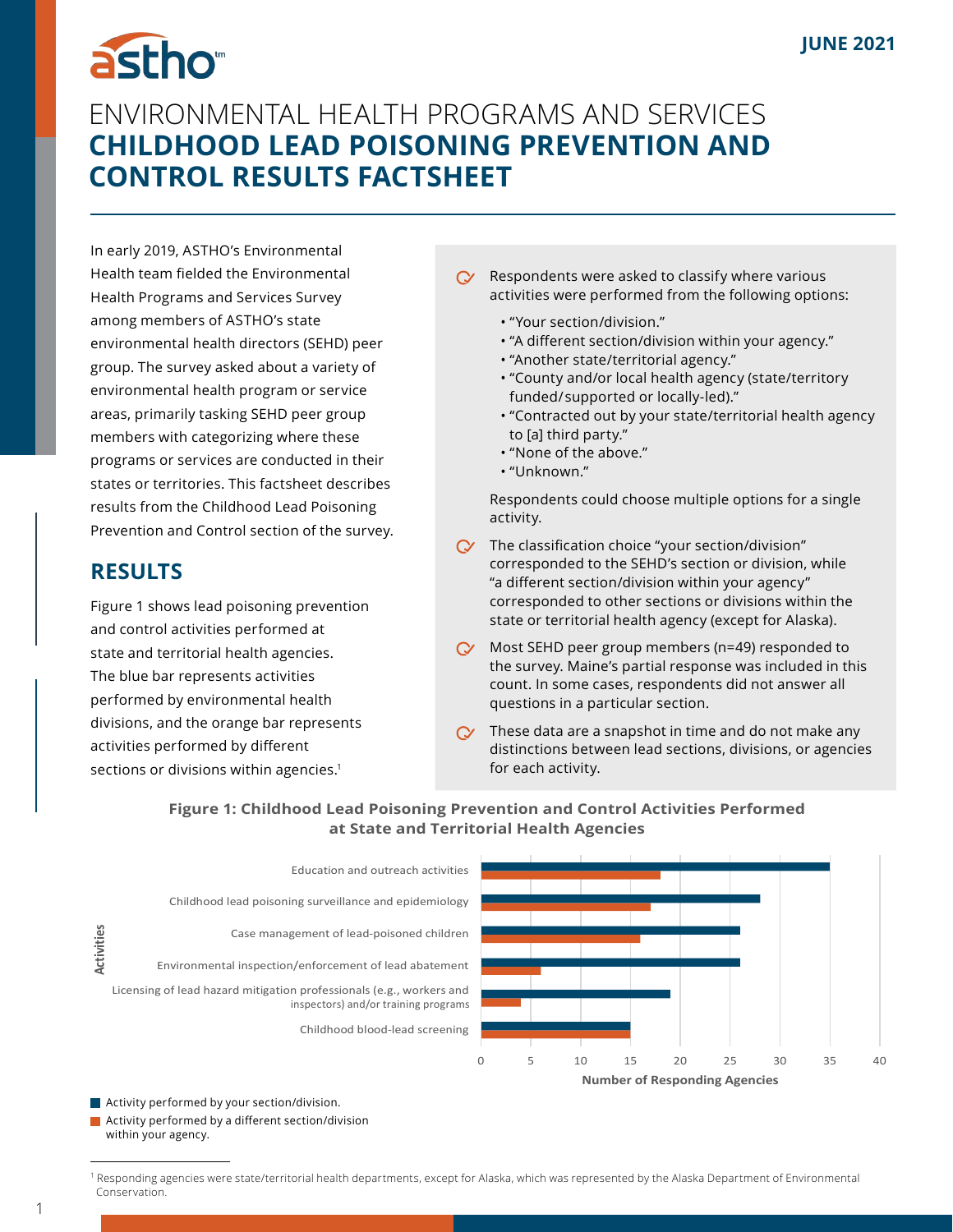JUNE 2021

# ENVIRONMENTAL HEALTH PROGRAMS AND SERVICES
# CHILDHOOD LEAD POISONING PREVENTION AND CONTROL RESULTS FACTSHEET

In early 2019, ASTHO's Environmental Health team fielded the Environmental Health Programs and Services Survey among members of ASTHO's state environmental health directors (SEHD) peer group. The survey asked about a variety of environmental health program or service areas, primarily tasking SEHD peer group members with categorizing where these programs or services are conducted in their states or territories. This factsheet describes results from the Childhood Lead Poisoning Prevention and Control section of the survey.

- Respondents were asked to classify where various activities were performed from the following options:
  - "Your section/division."
  - "A different section/division within your agency."
  - "Another state/territorial agency."
  - "County and/or local health agency (state/territory funded/supported or locally-led)."
  - "Contracted out by your state/territorial health agency to [a] third party."
  - "None of the above."
  - "Unknown."

  Respondents could choose multiple options for a single activity.
- The classification choice "your section/division" corresponded to the SEHD's section or division, while "a different section/division within your agency" corresponded to other sections or divisions within the state or territorial health agency (except for Alaska).
- Most SEHD peer group members (n=49) responded to the survey. Maine's partial response was included in this count. In some cases, respondents did not answer all questions in a particular section.
- These data are a snapshot in time and do not make any distinctions between lead sections, divisions, or agencies for each activity.

## RESULTS

Figure 1 shows lead poisoning prevention and control activities performed at state and territorial health agencies. The blue bar represents activities performed by environmental health divisions, and the orange bar represents activities performed by different sections or divisions within agencies.[1]

**Figure 1: Childhood Lead Poisoning Prevention and Control Activities Performed at State and Territorial Health Agencies**

| Activities | Activity performed by your section/division. | Activity performed by a different section/division within your agency. |
|---|---|---|
| Education and outreach activities | 35 | 18 |
| Childhood lead poisoning surveillance and epidemiology | 28 | 17 |
| Case management of lead-poisoned children | 26 | 16 |
| Environmental inspection/enforcement of lead abatement | 26 | 6 |
| Licensing of lead hazard mitigation professionals (e.g., workers and inspectors) and/or training programs | 19 | 4 |
| Childhood blood-lead screening | 15 | 15 |

Number of Responding Agencies

[1] Responding agencies were state/territorial health departments, except for Alaska, which was represented by the Alaska Department of Environmental Conservation.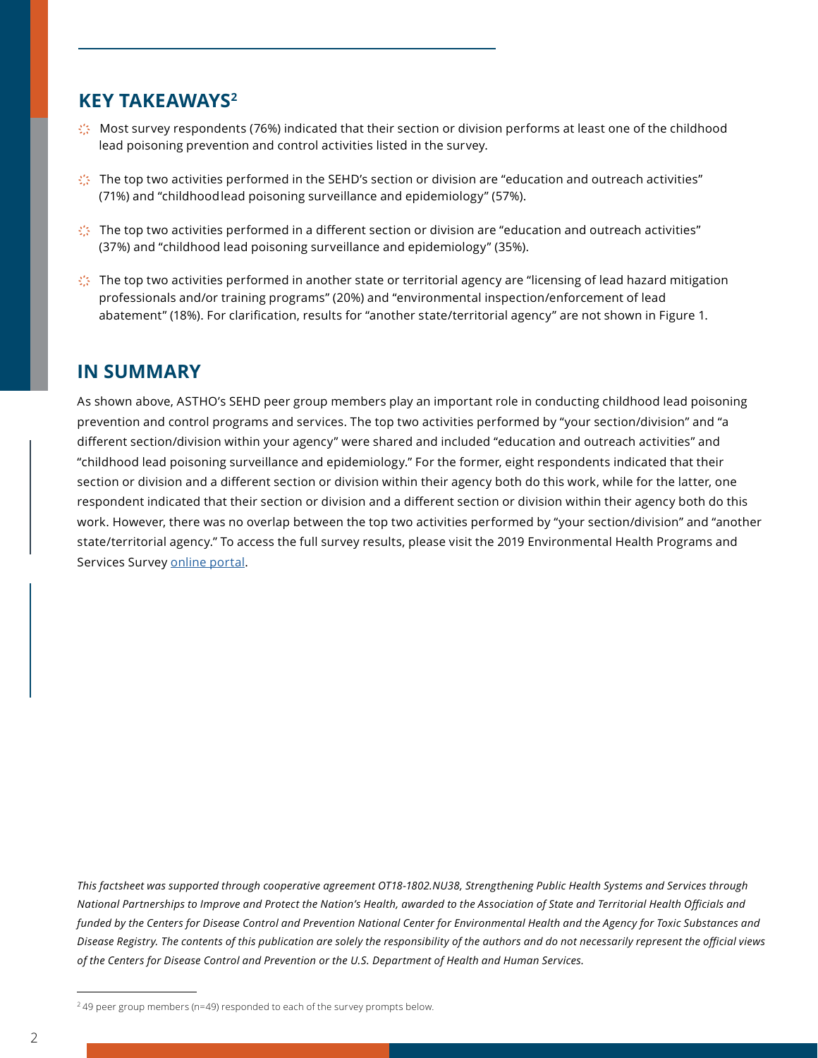## KEY TAKEAWAYS[2]

- Most survey respondents (76%) indicated that their section or division performs at least one of the childhood lead poisoning prevention and control activities listed in the survey.
- The top two activities performed in the SEHD's section or division are "education and outreach activities" (71%) and "childhood lead poisoning surveillance and epidemiology" (57%).
- The top two activities performed in a different section or division are "education and outreach activities" (37%) and "childhood lead poisoning surveillance and epidemiology" (35%).
- The top two activities performed in another state or territorial agency are "licensing of lead hazard mitigation professionals and/or training programs" (20%) and "environmental inspection/enforcement of lead abatement" (18%). For clarification, results for "another state/territorial agency" are not shown in Figure 1.

## IN SUMMARY

As shown above, ASTHO's SEHD peer group members play an important role in conducting childhood lead poisoning prevention and control programs and services. The top two activities performed by "your section/division" and "a different section/division within your agency" were shared and included "education and outreach activities" and "childhood lead poisoning surveillance and epidemiology." For the former, eight respondents indicated that their section or division and a different section or division within their agency both do this work, while for the latter, one respondent indicated that their section or division and a different section or division within their agency both do this work. However, there was no overlap between the top two activities performed by "your section/division" and "another state/territorial agency." To access the full survey results, please visit the 2019 Environmental Health Programs and Services Survey online portal.

*This factsheet was supported through cooperative agreement OT18-1802.NU38, Strengthening Public Health Systems and Services through National Partnerships to Improve and Protect the Nation's Health, awarded to the Association of State and Territorial Health Officials and funded by the Centers for Disease Control and Prevention National Center for Environmental Health and the Agency for Toxic Substances and Disease Registry. The contents of this publication are solely the responsibility of the authors and do not necessarily represent the official views of the Centers for Disease Control and Prevention or the U.S. Department of Health and Human Services.*

[2] 49 peer group members (n=49) responded to each of the survey prompts below.